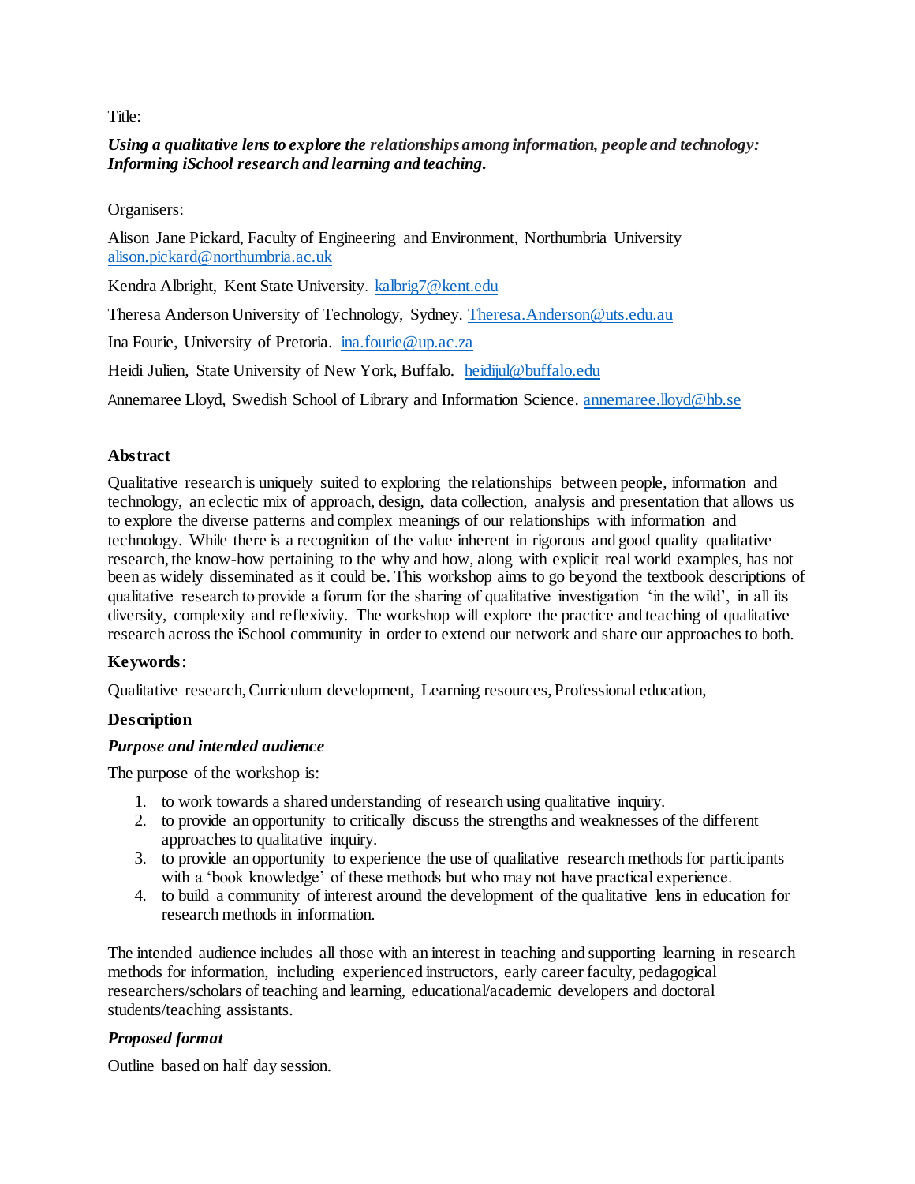Title:

***Using a qualitative lens to explore the relationships among information, people and technology: Informing iSchool research and learning and teaching.***

Organisers:

Alison Jane Pickard, Faculty of Engineering and Environment, Northumbria University alison.pickard@northumbria.ac.uk

Kendra Albright, Kent State University. kalbrig7@kent.edu

Theresa Anderson University of Technology, Sydney. Theresa.Anderson@uts.edu.au

Ina Fourie, University of Pretoria. ina.fourie@up.ac.za

Heidi Julien, State University of New York, Buffalo. heidijul@buffalo.edu

Annemaree Lloyd, Swedish School of Library and Information Science. annemaree.lloyd@hb.se

**Abstract**

Qualitative research is uniquely suited to exploring the relationships between people, information and technology, an eclectic mix of approach, design, data collection, analysis and presentation that allows us to explore the diverse patterns and complex meanings of our relationships with information and technology. While there is a recognition of the value inherent in rigorous and good quality qualitative research, the know-how pertaining to the why and how, along with explicit real world examples, has not been as widely disseminated as it could be. This workshop aims to go beyond the textbook descriptions of qualitative research to provide a forum for the sharing of qualitative investigation 'in the wild', in all its diversity, complexity and reflexivity. The workshop will explore the practice and teaching of qualitative research across the iSchool community in order to extend our network and share our approaches to both.

**Keywords**:

Qualitative research, Curriculum development, Learning resources, Professional education,

**Description**

***Purpose and intended audience***

The purpose of the workshop is:

1. to work towards a shared understanding of research using qualitative inquiry.
2. to provide an opportunity to critically discuss the strengths and weaknesses of the different approaches to qualitative inquiry.
3. to provide an opportunity to experience the use of qualitative research methods for participants with a 'book knowledge' of these methods but who may not have practical experience.
4. to build a community of interest around the development of the qualitative lens in education for research methods in information.

The intended audience includes all those with an interest in teaching and supporting learning in research methods for information, including experienced instructors, early career faculty, pedagogical researchers/scholars of teaching and learning, educational/academic developers and doctoral students/teaching assistants.

***Proposed format***

Outline based on half day session.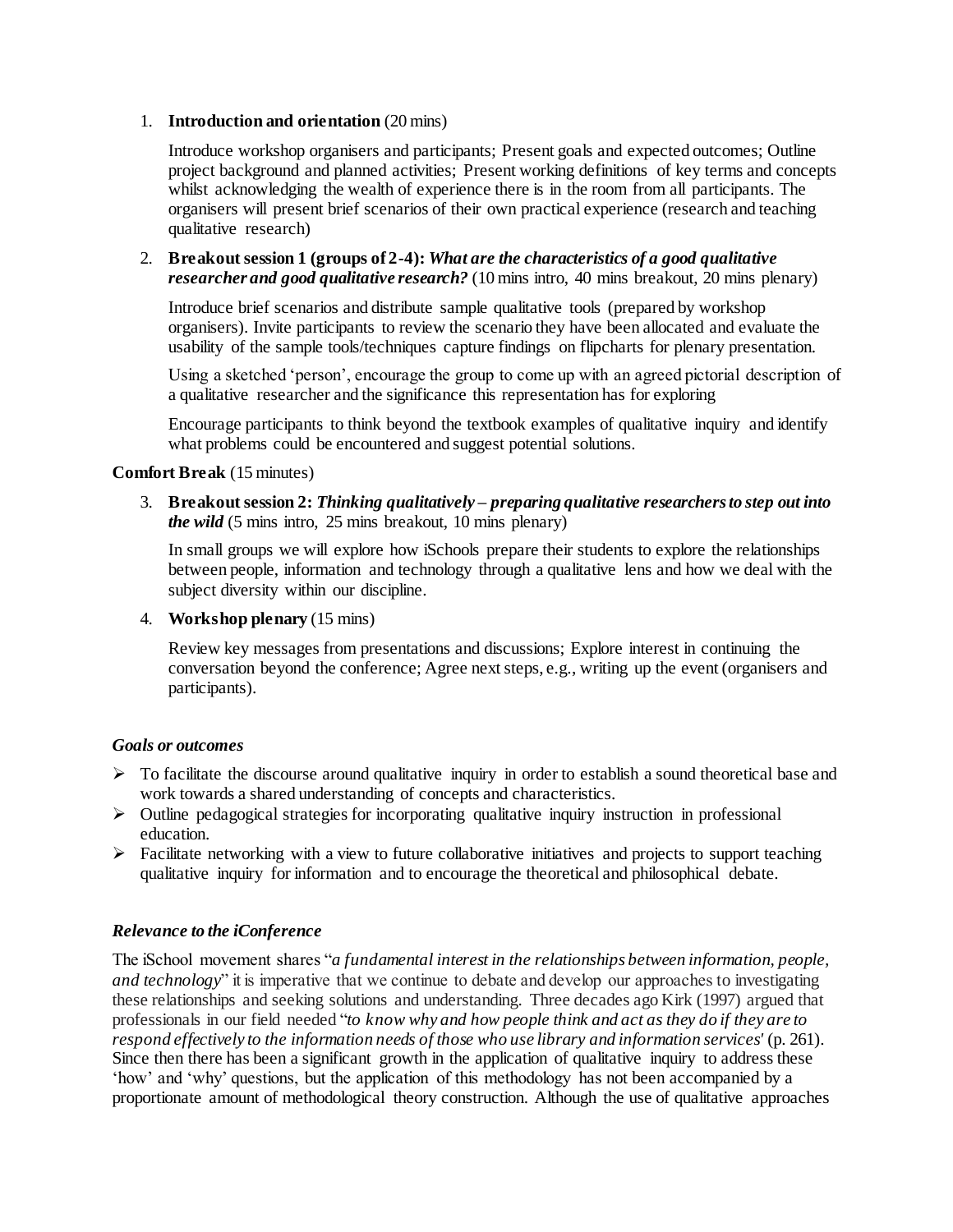1. **Introduction and orientation** (20 mins)

   Introduce workshop organisers and participants; Present goals and expected outcomes; Outline project background and planned activities; Present working definitions of key terms and concepts whilst acknowledging the wealth of experience there is in the room from all participants. The organisers will present brief scenarios of their own practical experience (research and teaching qualitative research)

2. **Breakout session 1 (groups of 2-4):** ***What are the characteristics of a good qualitative researcher and good qualitative research?*** (10 mins intro, 40 mins breakout, 20 mins plenary)

   Introduce brief scenarios and distribute sample qualitative tools (prepared by workshop organisers). Invite participants to review the scenario they have been allocated and evaluate the usability of the sample tools/techniques capture findings on flipcharts for plenary presentation.

   Using a sketched 'person', encourage the group to come up with an agreed pictorial description of a qualitative researcher and the significance this representation has for exploring

   Encourage participants to think beyond the textbook examples of qualitative inquiry and identify what problems could be encountered and suggest potential solutions.

**Comfort Break** (15 minutes)

3. **Breakout session 2:** ***Thinking qualitatively – preparing qualitative researchers to step out into the wild*** (5 mins intro, 25 mins breakout, 10 mins plenary)

   In small groups we will explore how iSchools prepare their students to explore the relationships between people, information and technology through a qualitative lens and how we deal with the subject diversity within our discipline.

4. **Workshop plenary** (15 mins)

   Review key messages from presentations and discussions; Explore interest in continuing the conversation beyond the conference; Agree next steps, e.g., writing up the event (organisers and participants).

### *Goals or outcomes*

- To facilitate the discourse around qualitative inquiry in order to establish a sound theoretical base and work towards a shared understanding of concepts and characteristics.
- Outline pedagogical strategies for incorporating qualitative inquiry instruction in professional education.
- Facilitate networking with a view to future collaborative initiatives and projects to support teaching qualitative inquiry for information and to encourage the theoretical and philosophical debate.

### *Relevance to the iConference*

The iSchool movement shares "*a fundamental interest in the relationships between information, people, and technology*" it is imperative that we continue to debate and develop our approaches to investigating these relationships and seeking solutions and understanding. Three decades ago Kirk (1997) argued that professionals in our field needed "*to know why and how people think and act as they do if they are to respond effectively to the information needs of those who use library and information services*' (p. 261). Since then there has been a significant growth in the application of qualitative inquiry to address these 'how' and 'why' questions, but the application of this methodology has not been accompanied by a proportionate amount of methodological theory construction. Although the use of qualitative approaches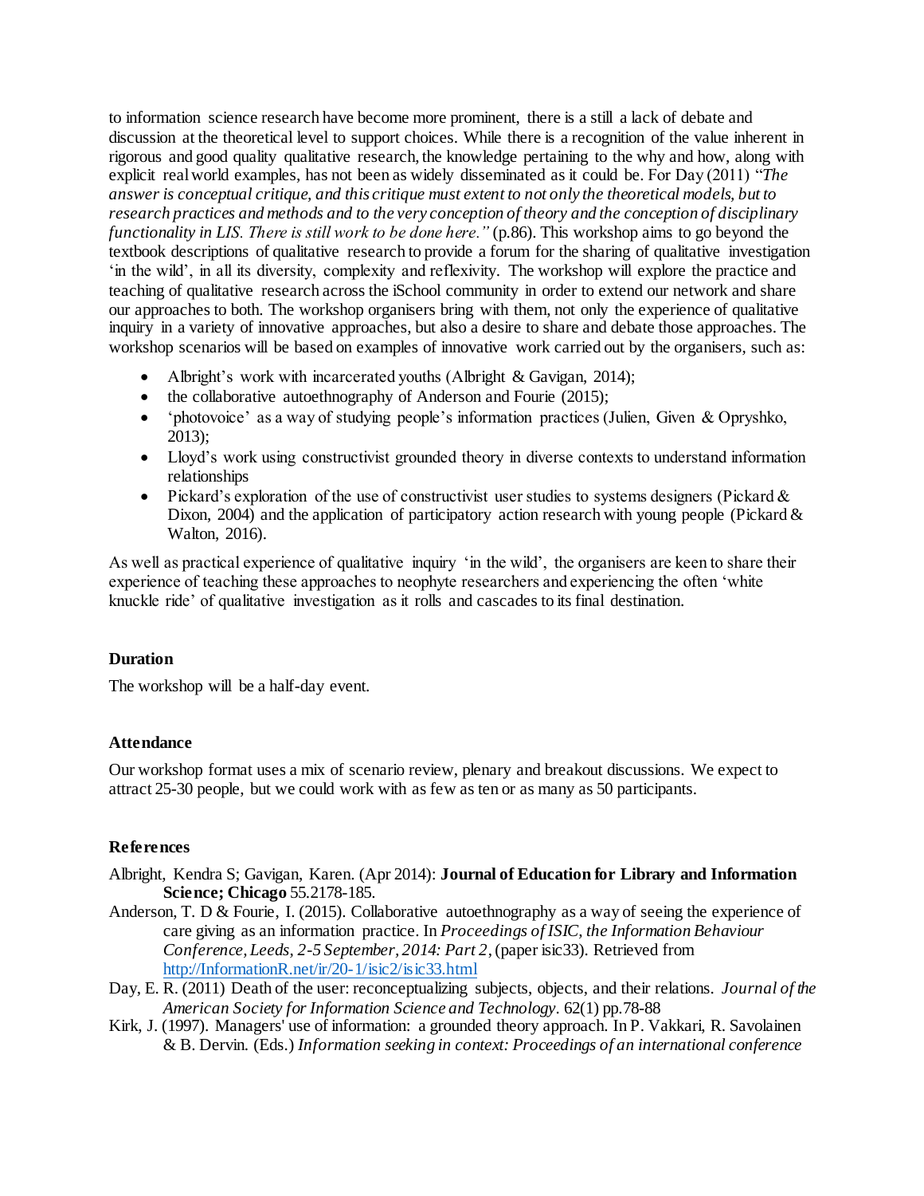to information science research have become more prominent, there is a still a lack of debate and discussion at the theoretical level to support choices. While there is a recognition of the value inherent in rigorous and good quality qualitative research, the knowledge pertaining to the why and how, along with explicit real world examples, has not been as widely disseminated as it could be. For Day (2011) "*The answer is conceptual critique, and this critique must extent to not only the theoretical models, but to research practices and methods and to the very conception of theory and the conception of disciplinary functionality in LIS. There is still work to be done here."* (p.86). This workshop aims to go beyond the textbook descriptions of qualitative research to provide a forum for the sharing of qualitative investigation 'in the wild', in all its diversity, complexity and reflexivity. The workshop will explore the practice and teaching of qualitative research across the iSchool community in order to extend our network and share our approaches to both. The workshop organisers bring with them, not only the experience of qualitative inquiry in a variety of innovative approaches, but also a desire to share and debate those approaches. The workshop scenarios will be based on examples of innovative work carried out by the organisers, such as:

- Albright's work with incarcerated youths (Albright & Gavigan, 2014);
- the collaborative autoethnography of Anderson and Fourie (2015);
- 'photovoice' as a way of studying people's information practices (Julien, Given & Opryshko, 2013);
- Lloyd's work using constructivist grounded theory in diverse contexts to understand information relationships
- Pickard's exploration of the use of constructivist user studies to systems designers (Pickard & Dixon, 2004) and the application of participatory action research with young people (Pickard & Walton, 2016).

As well as practical experience of qualitative inquiry 'in the wild', the organisers are keen to share their experience of teaching these approaches to neophyte researchers and experiencing the often 'white knuckle ride' of qualitative investigation as it rolls and cascades to its final destination.

## Duration

The workshop will be a half-day event.

## Attendance

Our workshop format uses a mix of scenario review, plenary and breakout discussions. We expect to attract 25-30 people, but we could work with as few as ten or as many as 50 participants.

## References

Albright, Kendra S; Gavigan, Karen. (Apr 2014): **Journal of Education for Library and Information Science; Chicago** 55.2178-185.

Anderson, T. D & Fourie, I. (2015). Collaborative autoethnography as a way of seeing the experience of care giving as an information practice. In *Proceedings of ISIC, the Information Behaviour Conference, Leeds, 2-5 September, 2014: Part 2*, (paper isic33). Retrieved from http://InformationR.net/ir/20-1/isic2/isic33.html

Day, E. R. (2011) Death of the user: reconceptualizing subjects, objects, and their relations. *Journal of the American Society for Information Science and Technology*. 62(1) pp.78-88

Kirk, J. (1997). Managers' use of information: a grounded theory approach. In P. Vakkari, R. Savolainen & B. Dervin. (Eds.) *Information seeking in context: Proceedings of an international conference*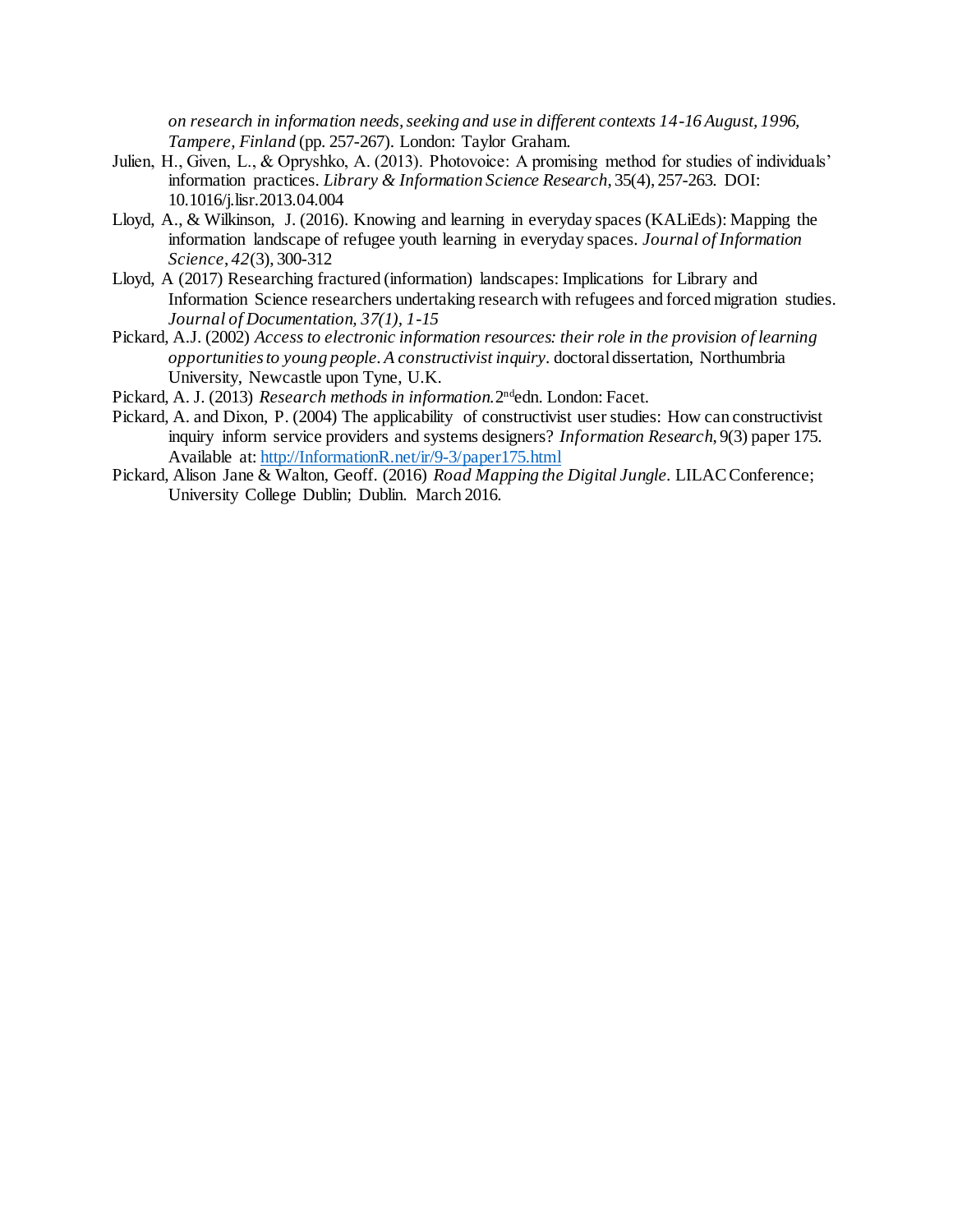*on research in information needs, seeking and use in different contexts 14-16 August, 1996, Tampere, Finland* (pp. 257-267). London: Taylor Graham.

Julien, H., Given, L., & Opryshko, A. (2013). Photovoice: A promising method for studies of individuals' information practices. *Library & Information Science Research*, 35(4), 257-263. DOI: 10.1016/j.lisr.2013.04.004

Lloyd, A., & Wilkinson, J. (2016). Knowing and learning in everyday spaces (KALiEds): Mapping the information landscape of refugee youth learning in everyday spaces. *Journal of Information Science*, *42*(3), 300-312

Lloyd, A (2017) Researching fractured (information) landscapes: Implications for Library and Information Science researchers undertaking research with refugees and forced migration studies. *Journal of Documentation, 37(1), 1-15*

Pickard, A.J. (2002) *Access to electronic information resources: their role in the provision of learning opportunities to young people. A constructivist inquiry*. doctoral dissertation, Northumbria University, Newcastle upon Tyne, U.K.

Pickard, A. J. (2013) *Research methods in information.* 2nd edn. London: Facet.

Pickard, A. and Dixon, P. (2004) The applicability of constructivist user studies: How can constructivist inquiry inform service providers and systems designers? *Information Research,* 9(3) paper 175. Available at: http://InformationR.net/ir/9-3/paper175.html

Pickard, Alison Jane & Walton, Geoff. (2016) *Road Mapping the Digital Jungle*. LILAC Conference; University College Dublin; Dublin. March 2016.